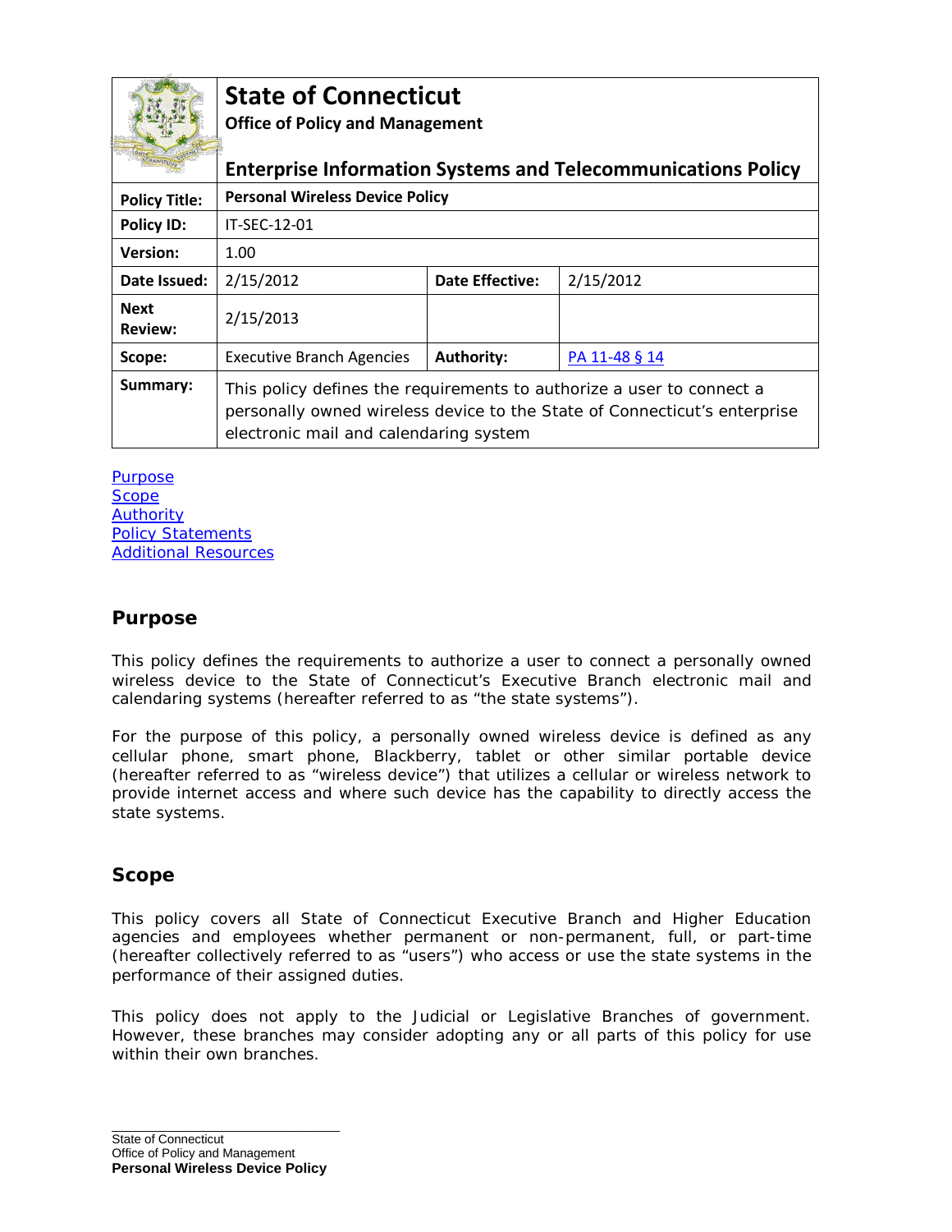| | State of Connecticut<br>Office of Policy and Management<br><br>Enterprise Information Systems and Telecommunications Policy | | |
|---|---|---|---|
| **Policy Title:** | **Personal Wireless Device Policy** | | |
| **Policy ID:** | IT-SEC-12-01 | | |
| **Version:** | 1.00 | | |
| **Date Issued:** | 2/15/2012 | **Date Effective:** | 2/15/2012 |
| **Next Review:** | 2/15/2013 | | |
| **Scope:** | Executive Branch Agencies | **Authority:** | PA 11-48 § 14 |
| **Summary:** | This policy defines the requirements to authorize a user to connect a personally owned wireless device to the State of Connecticut's enterprise electronic mail and calendaring system | | |

Purpose
Scope
Authority
Policy Statements
Additional Resources

## Purpose

This policy defines the requirements to authorize a user to connect a personally owned wireless device to the State of Connecticut's Executive Branch electronic mail and calendaring systems (hereafter referred to as "the state systems").

For the purpose of this policy, a personally owned wireless device is defined as any cellular phone, smart phone, Blackberry, tablet or other similar portable device (hereafter referred to as "wireless device") that utilizes a cellular or wireless network to provide internet access and where such device has the capability to directly access the state systems.

## Scope

This policy covers all State of Connecticut Executive Branch and Higher Education agencies and employees whether permanent or non-permanent, full, or part-time (hereafter collectively referred to as "users") who access or use the state systems in the performance of their assigned duties.

This policy does not apply to the Judicial or Legislative Branches of government. However, these branches may consider adopting any or all parts of this policy for use within their own branches.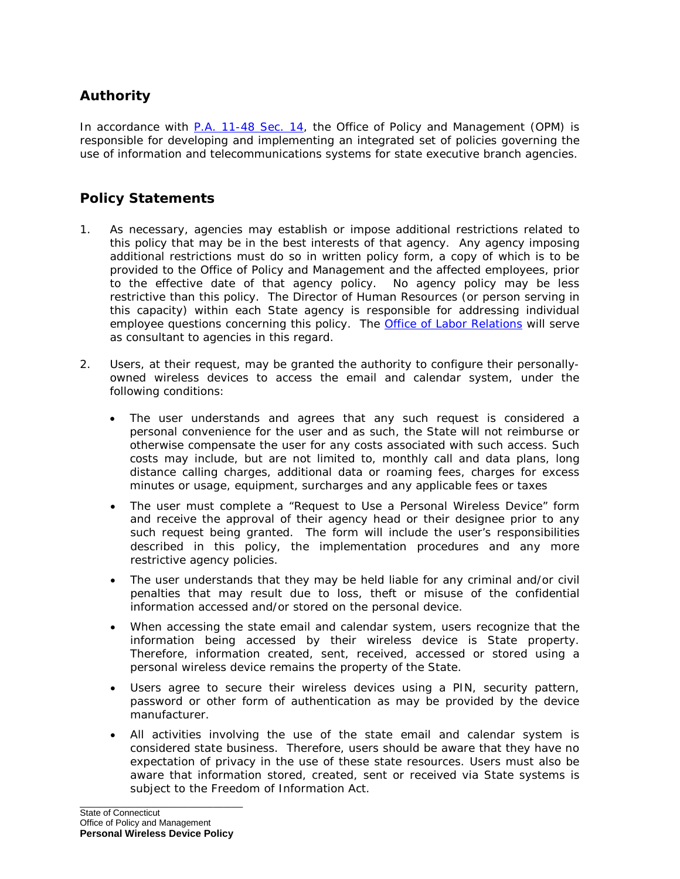## Authority

In accordance with [P.A. 11-48 Sec. 14](), the Office of Policy and Management (OPM) is responsible for developing and implementing an integrated set of policies governing the use of information and telecommunications systems for state executive branch agencies.

## Policy Statements

1. As necessary, agencies may establish or impose additional restrictions related to this policy that may be in the best interests of that agency. Any agency imposing additional restrictions must do so in written policy form, a copy of which is to be provided to the Office of Policy and Management and the affected employees, prior to the effective date of that agency policy. No agency policy may be less restrictive than this policy. The Director of Human Resources (or person serving in this capacity) within each State agency is responsible for addressing individual employee questions concerning this policy. The [Office of Labor Relations]() will serve as consultant to agencies in this regard.

2. Users, at their request, may be granted the authority to configure their personally-owned wireless devices to access the email and calendar system, under the following conditions:

   - The user understands and agrees that any such request is considered a personal convenience for the user and as such, the State will not reimburse or otherwise compensate the user for any costs associated with such access. Such costs may include, but are not limited to, monthly call and data plans, long distance calling charges, additional data or roaming fees, charges for excess minutes or usage, equipment, surcharges and any applicable fees or taxes

   - The user must complete a "Request to Use a Personal Wireless Device" form and receive the approval of their agency head or their designee prior to any such request being granted. The form will include the user's responsibilities described in this policy, the implementation procedures and any more restrictive agency policies.

   - The user understands that they may be held liable for any criminal and/or civil penalties that may result due to loss, theft or misuse of the confidential information accessed and/or stored on the personal device.

   - When accessing the state email and calendar system, users recognize that the information being accessed by their wireless device is State property. Therefore, information created, sent, received, accessed or stored using a personal wireless device remains the property of the State.

   - Users agree to secure their wireless devices using a PIN, security pattern, password or other form of authentication as may be provided by the device manufacturer.

   - All activities involving the use of the state email and calendar system is considered state business. Therefore, users should be aware that they have no expectation of privacy in the use of these state resources. Users must also be aware that information stored, created, sent or received via State systems is subject to the Freedom of Information Act.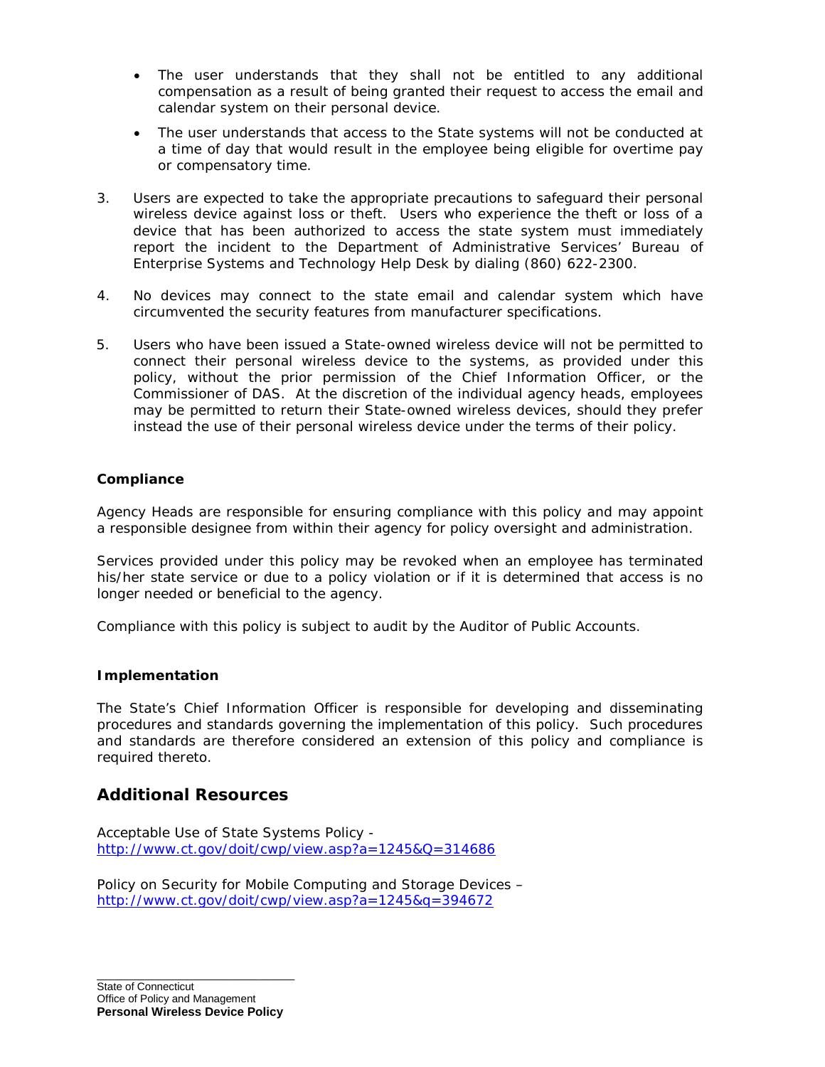- The user understands that they shall not be entitled to any additional compensation as a result of being granted their request to access the email and calendar system on their personal device.
- The user understands that access to the State systems will not be conducted at a time of day that would result in the employee being eligible for overtime pay or compensatory time.

3. Users are expected to take the appropriate precautions to safeguard their personal wireless device against loss or theft. Users who experience the theft or loss of a device that has been authorized to access the state system must immediately report the incident to the Department of Administrative Services' Bureau of Enterprise Systems and Technology Help Desk by dialing (860) 622-2300.

4. No devices may connect to the state email and calendar system which have circumvented the security features from manufacturer specifications.

5. Users who have been issued a State-owned wireless device will not be permitted to connect their personal wireless device to the systems, as provided under this policy, without the prior permission of the Chief Information Officer, or the Commissioner of DAS. At the discretion of the individual agency heads, employees may be permitted to return their State-owned wireless devices, should they prefer instead the use of their personal wireless device under the terms of their policy.

**Compliance**

Agency Heads are responsible for ensuring compliance with this policy and may appoint a responsible designee from within their agency for policy oversight and administration.

Services provided under this policy may be revoked when an employee has terminated his/her state service or due to a policy violation or if it is determined that access is no longer needed or beneficial to the agency.

Compliance with this policy is subject to audit by the Auditor of Public Accounts.

**Implementation**

The State's Chief Information Officer is responsible for developing and disseminating procedures and standards governing the implementation of this policy. Such procedures and standards are therefore considered an extension of this policy and compliance is required thereto.

## Additional Resources

Acceptable Use of State Systems Policy -
http://www.ct.gov/doit/cwp/view.asp?a=1245&Q=314686

Policy on Security for Mobile Computing and Storage Devices –
http://www.ct.gov/doit/cwp/view.asp?a=1245&q=394672